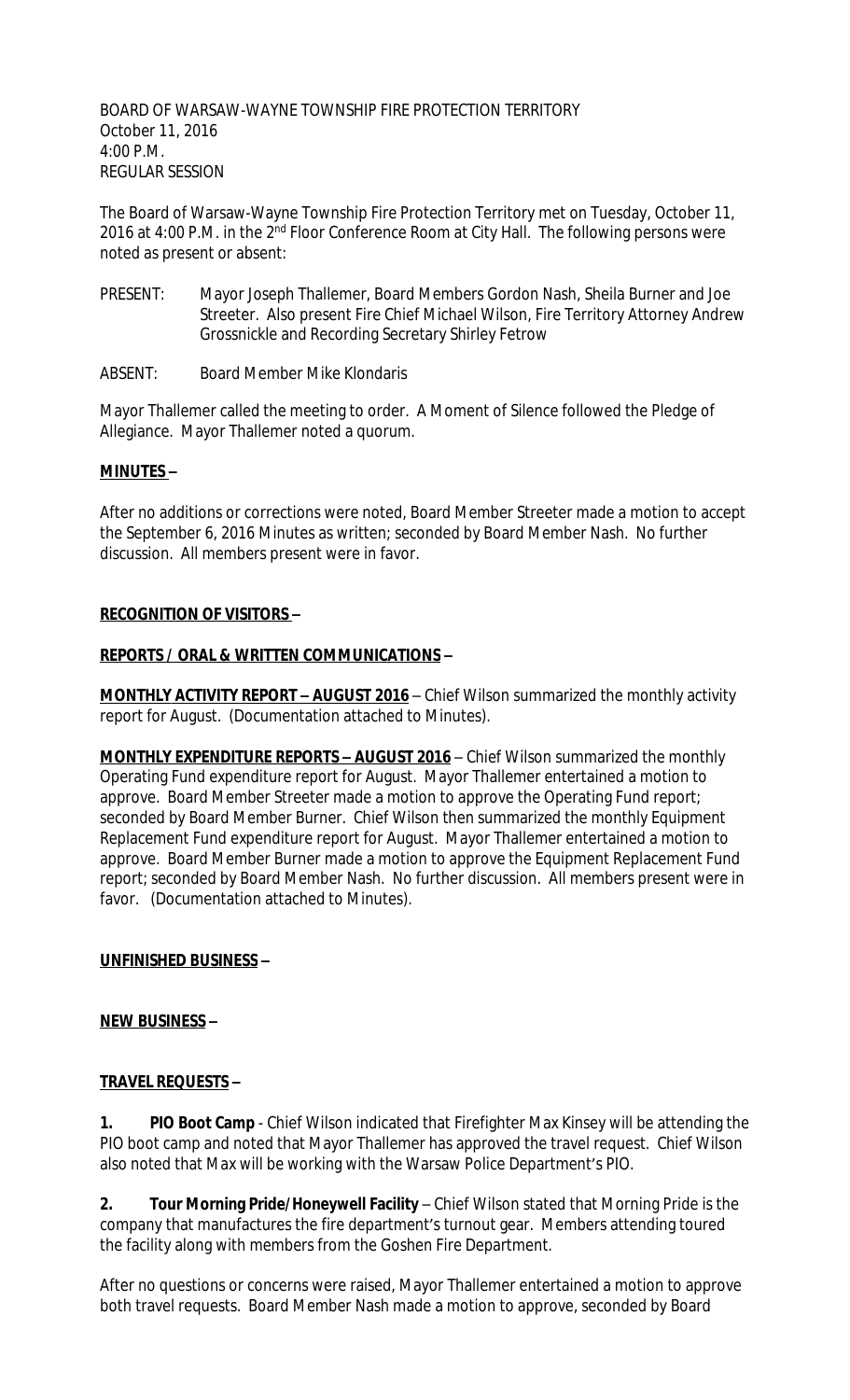BOARD OF WARSAW-WAYNE TOWNSHIP FIRE PROTECTION TERRITORY
October 11, 2016
4:00 P.M.
REGULAR SESSION

The Board of Warsaw-Wayne Township Fire Protection Territory met on Tuesday, October 11, 2016 at 4:00 P.M. in the 2nd Floor Conference Room at City Hall. The following persons were noted as present or absent:

PRESENT: Mayor Joseph Thallemer, Board Members Gordon Nash, Sheila Burner and Joe Streeter. Also present Fire Chief Michael Wilson, Fire Territory Attorney Andrew Grossnickle and Recording Secretary Shirley Fetrow

ABSENT: Board Member Mike Klondaris

Mayor Thallemer called the meeting to order. A Moment of Silence followed the Pledge of Allegiance. Mayor Thallemer noted a quorum.

**MINUTES –**

After no additions or corrections were noted, Board Member Streeter made a motion to accept the September 6, 2016 Minutes as written; seconded by Board Member Nash. No further discussion. All members present were in favor.

**RECOGNITION OF VISITORS –**

**REPORTS / ORAL & WRITTEN COMMUNICATIONS –**

**MONTHLY ACTIVITY REPORT – AUGUST 2016** – Chief Wilson summarized the monthly activity report for August. (Documentation attached to Minutes).

**MONTHLY EXPENDITURE REPORTS – AUGUST 2016** – Chief Wilson summarized the monthly Operating Fund expenditure report for August. Mayor Thallemer entertained a motion to approve. Board Member Streeter made a motion to approve the Operating Fund report; seconded by Board Member Burner. Chief Wilson then summarized the monthly Equipment Replacement Fund expenditure report for August. Mayor Thallemer entertained a motion to approve. Board Member Burner made a motion to approve the Equipment Replacement Fund report; seconded by Board Member Nash. No further discussion. All members present were in favor. (Documentation attached to Minutes).

**UNFINISHED BUSINESS –**

**NEW BUSINESS –**

**TRAVEL REQUESTS –**

**1. PIO Boot Camp** - Chief Wilson indicated that Firefighter Max Kinsey will be attending the PIO boot camp and noted that Mayor Thallemer has approved the travel request. Chief Wilson also noted that Max will be working with the Warsaw Police Department's PIO.

**2. Tour Morning Pride/Honeywell Facility** – Chief Wilson stated that Morning Pride is the company that manufactures the fire department's turnout gear. Members attending toured the facility along with members from the Goshen Fire Department.

After no questions or concerns were raised, Mayor Thallemer entertained a motion to approve both travel requests. Board Member Nash made a motion to approve, seconded by Board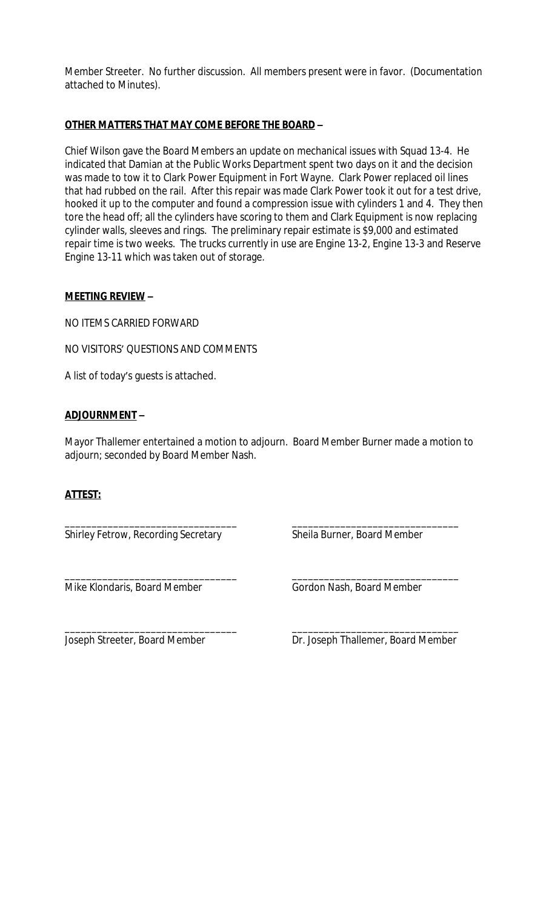Member Streeter. No further discussion. All members present were in favor. (Documentation attached to Minutes).

**OTHER MATTERS THAT MAY COME BEFORE THE BOARD –**

Chief Wilson gave the Board Members an update on mechanical issues with Squad 13-4. He indicated that Damian at the Public Works Department spent two days on it and the decision was made to tow it to Clark Power Equipment in Fort Wayne. Clark Power replaced oil lines that had rubbed on the rail. After this repair was made Clark Power took it out for a test drive, hooked it up to the computer and found a compression issue with cylinders 1 and 4. They then tore the head off; all the cylinders have scoring to them and Clark Equipment is now replacing cylinder walls, sleeves and rings. The preliminary repair estimate is $9,000 and estimated repair time is two weeks. The trucks currently in use are Engine 13-2, Engine 13-3 and Reserve Engine 13-11 which was taken out of storage.

**MEETING REVIEW –**

NO ITEMS CARRIED FORWARD

NO VISITORS' QUESTIONS AND COMMENTS

A list of today's guests is attached.

**ADJOURNMENT –**

Mayor Thallemer entertained a motion to adjourn. Board Member Burner made a motion to adjourn; seconded by Board Member Nash.

**ATTEST:**

| | |
|---|---|
| ______________________________ | ______________________________ |
| Shirley Fetrow, Recording Secretary | Sheila Burner, Board Member |
| ______________________________ | ______________________________ |
| Mike Klondaris, Board Member | Gordon Nash, Board Member |
| ______________________________ | ______________________________ |
| Joseph Streeter, Board Member | Dr. Joseph Thallemer, Board Member |